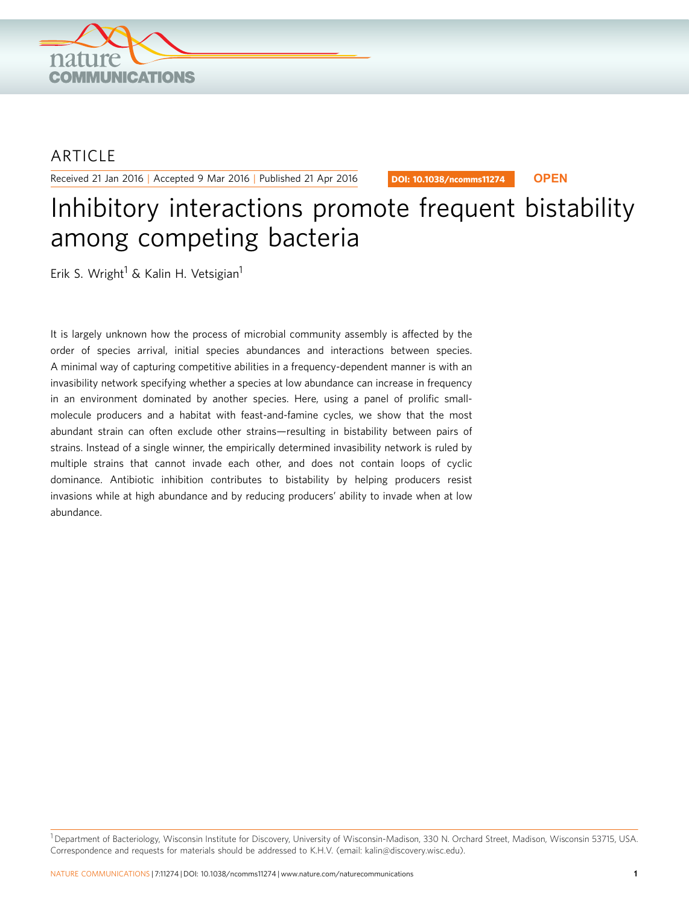ARTICLE

Received 21 Jan 2016 | Accepted 9 Mar 2016 | Published 21 Apr 2016

DOI: 10.1038/ncomms11274 **OPEN**

# Inhibitory interactions promote frequent bistability among competing bacteria

Erik S. Wright[1] & Kalin H. Vetsigian[1]

It is largely unknown how the process of microbial community assembly is affected by the order of species arrival, initial species abundances and interactions between species. A minimal way of capturing competitive abilities in a frequency-dependent manner is with an invasibility network specifying whether a species at low abundance can increase in frequency in an environment dominated by another species. Here, using a panel of prolific small-molecule producers and a habitat with feast-and-famine cycles, we show that the most abundant strain can often exclude other strains—resulting in bistability between pairs of strains. Instead of a single winner, the empirically determined invasibility network is ruled by multiple strains that cannot invade each other, and does not contain loops of cyclic dominance. Antibiotic inhibition contributes to bistability by helping producers resist invasions while at high abundance and by reducing producers' ability to invade when at low abundance.

[1] Department of Bacteriology, Wisconsin Institute for Discovery, University of Wisconsin-Madison, 330 N. Orchard Street, Madison, Wisconsin 53715, USA. Correspondence and requests for materials should be addressed to K.H.V. (email: kalin@discovery.wisc.edu).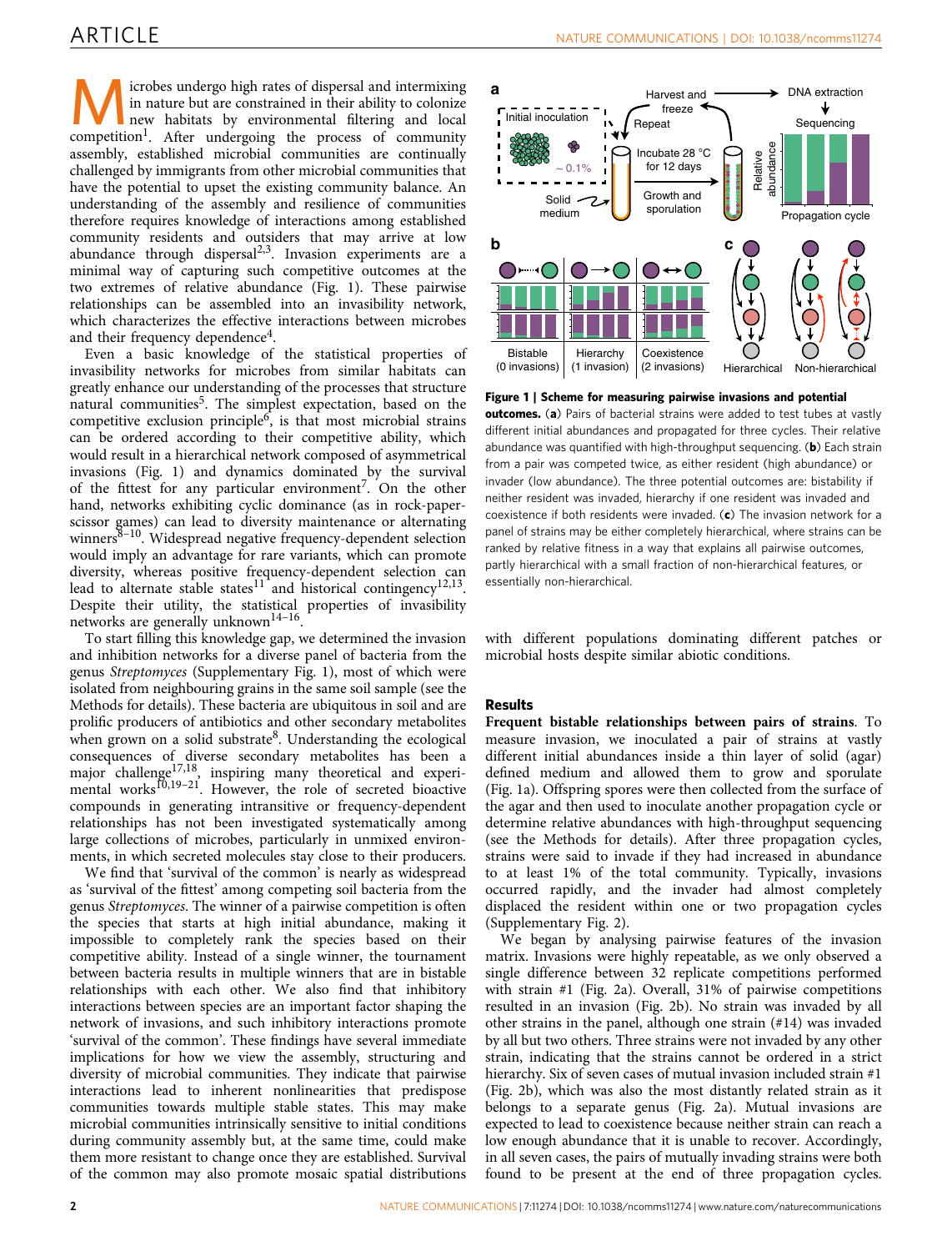Microbes undergo high rates of dispersal and intermixing in nature but are constrained in their ability to colonize new habitats by environmental filtering and local competition[1]. After undergoing the process of community assembly, established microbial communities are continually challenged by immigrants from other microbial communities that have the potential to upset the existing community balance. An understanding of the assembly and resilience of communities therefore requires knowledge of interactions among established community residents and outsiders that may arrive at low abundance through dispersal[2,3]. Invasion experiments are a minimal way of capturing such competitive outcomes at the two extremes of relative abundance (Fig. 1). These pairwise relationships can be assembled into an invasibility network, which characterizes the effective interactions between microbes and their frequency dependence[4].

Even a basic knowledge of the statistical properties of invasibility networks for microbes from similar habitats can greatly enhance our understanding of the processes that structure natural communities[5]. The simplest expectation, based on the competitive exclusion principle[6], is that most microbial strains can be ordered according to their competitive ability, which would result in a hierarchical network composed of asymmetrical invasions (Fig. 1) and dynamics dominated by the survival of the fittest for any particular environment[7]. On the other hand, networks exhibiting cyclic dominance (as in rock-paper-scissor games) can lead to diversity maintenance or alternating winners[8–10]. Widespread negative frequency-dependent selection would imply an advantage for rare variants, which can promote diversity, whereas positive frequency-dependent selection can lead to alternate stable states[11] and historical contingency[12,13]. Despite their utility, the statistical properties of invasibility networks are generally unknown[14–16].

To start filling this knowledge gap, we determined the invasion and inhibition networks for a diverse panel of bacteria from the genus *Streptomyces* (Supplementary Fig. 1), most of which were isolated from neighbouring grains in the same soil sample (see the Methods for details). These bacteria are ubiquitous in soil and are prolific producers of antibiotics and other secondary metabolites when grown on a solid substrate[8]. Understanding the ecological consequences of diverse secondary metabolites has been a major challenge[17,18], inspiring many theoretical and experimental works[10,19–21]. However, the role of secreted bioactive compounds in generating intransitive or frequency-dependent relationships has not been investigated systematically among large collections of microbes, particularly in unmixed environments, in which secreted molecules stay close to their producers.

We find that 'survival of the common' is nearly as widespread as 'survival of the fittest' among competing soil bacteria from the genus *Streptomyces*. The winner of a pairwise competition is often the species that starts at high initial abundance, making it impossible to completely rank the species based on their competitive ability. Instead of a single winner, the tournament between bacteria results in multiple winners that are in bistable relationships with each other. We also find that inhibitory interactions between species are an important factor shaping the network of invasions, and such inhibitory interactions promote 'survival of the common'. These findings have several immediate implications for how we view the assembly, structuring and diversity of microbial communities. They indicate that pairwise interactions lead to inherent nonlinearities that predispose communities towards multiple stable states. This may make microbial communities intrinsically sensitive to initial conditions during community assembly but, at the same time, could make them more resistant to change once they are established. Survival of the common may also promote mosaic spatial distributions with different populations dominating different patches or microbial hosts despite similar abiotic conditions.

a
Initial inoculation
~ 0.1%
Solid medium
Harvest and freeze
Repeat
Incubate 28 °C for 12 days
Growth and sporulation
DNA extraction
Sequencing
Relative abundance
Propagation cycle

b
Bistable (0 invasions)
Hierarchy (1 invasion)
Coexistence (2 invasions)

c
Hierarchical
Non-hierarchical

**Figure 1 | Scheme for measuring pairwise invasions and potential outcomes.** (**a**) Pairs of bacterial strains were added to test tubes at vastly different initial abundances and propagated for three cycles. Their relative abundance was quantified with high-throughput sequencing. (**b**) Each strain from a pair was competed twice, as either resident (high abundance) or invader (low abundance). The three potential outcomes are: bistability if neither resident was invaded, hierarchy if one resident was invaded and coexistence if both residents were invaded. (**c**) The invasion network for a panel of strains may be either completely hierarchical, where strains can be ranked by relative fitness in a way that explains all pairwise outcomes, partly hierarchical with a small fraction of non-hierarchical features, or essentially non-hierarchical.

## Results

**Frequent bistable relationships between pairs of strains.** To measure invasion, we inoculated a pair of strains at vastly different initial abundances inside a thin layer of solid (agar) defined medium and allowed them to grow and sporulate (Fig. 1a). Offspring spores were then collected from the surface of the agar and then used to inoculate another propagation cycle or determine relative abundances with high-throughput sequencing (see the Methods for details). After three propagation cycles, strains were said to invade if they had increased in abundance to at least 1% of the total community. Typically, invasions occurred rapidly, and the invader had almost completely displaced the resident within one or two propagation cycles (Supplementary Fig. 2).

We began by analysing pairwise features of the invasion matrix. Invasions were highly repeatable, as we only observed a single difference between 32 replicate competitions performed with strain #1 (Fig. 2a). Overall, 31% of pairwise competitions resulted in an invasion (Fig. 2b). No strain was invaded by all other strains in the panel, although one strain (#14) was invaded by all but two others. Three strains were not invaded by any other strain, indicating that the strains cannot be ordered in a strict hierarchy. Six of seven cases of mutual invasion included strain #1 (Fig. 2b), which was also the most distantly related strain as it belongs to a separate genus (Fig. 2a). Mutual invasions are expected to lead to coexistence because neither strain can reach a low enough abundance that it is unable to recover. Accordingly, in all seven cases, the pairs of mutually invading strains were both found to be present at the end of three propagation cycles.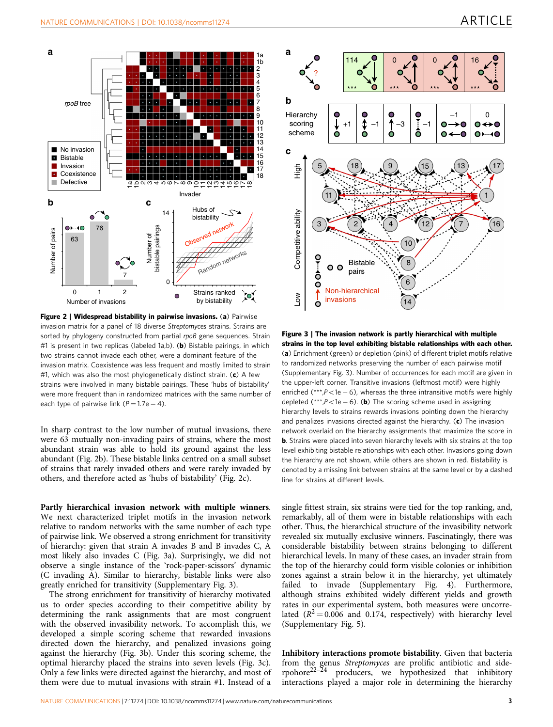**Figure 2 | Widespread bistability in pairwise invasions.** (**a**) Pairwise invasion matrix for a panel of 18 diverse *Streptomyces* strains. Strains are sorted by phylogeny constructed from partial *rpoB* gene sequences. Strain #1 is present in two replicas (labeled 1a,b). (**b**) Bistable pairings, in which two strains cannot invade each other, were a dominant feature of the invasion matrix. Coexistence was less frequent and mostly limited to strain #1, which was also the most phylogenetically distinct strain. (**c**) A few strains were involved in many bistable pairings. These 'hubs of bistability' were more frequent than in randomized matrices with the same number of each type of pairwise link ($P = 1.7e-4$).

In sharp contrast to the low number of mutual invasions, there were 63 mutually non-invading pairs of strains, where the most abundant strain was able to hold its ground against the less abundant (Fig. 2b). These bistable links centred on a small subset of strains that rarely invaded others and were rarely invaded by others, and therefore acted as 'hubs of bistability' (Fig. 2c).

**Partly hierarchical invasion network with multiple winners.** We next characterized triplet motifs in the invasion network relative to random networks with the same number of each type of pairwise link. We observed a strong enrichment for transitivity of hierarchy: given that strain A invades B and B invades C, A most likely also invades C (Fig. 3a). Surprisingly, we did not observe a single instance of the 'rock-paper-scissors' dynamic (C invading A). Similar to hierarchy, bistable links were also greatly enriched for transitivity (Supplementary Fig. 3).

The strong enrichment for transitivity of hierarchy motivated us to order species according to their competitive ability by determining the rank assignments that are most congruent with the observed invasibility network. To accomplish this, we developed a simple scoring scheme that rewarded invasions directed down the hierarchy, and penalized invasions going against the hierarchy (Fig. 3b). Under this scoring scheme, the optimal hierarchy placed the strains into seven levels (Fig. 3c). Only a few links were directed against the hierarchy, and most of them were due to mutual invasions with strain #1. Instead of a single fittest strain, six strains were tied for the top ranking, and, remarkably, all of them were in bistable relationships with each other. Thus, the hierarchical structure of the invasibility network revealed six mutually exclusive winners. Fascinatingly, there was considerable bistability between strains belonging to different hierarchical levels. In many of these cases, an invader strain from the top of the hierarchy could form visible colonies or inhibition zones against a strain below it in the hierarchy, yet ultimately failed to invade (Supplementary Fig. 4). Furthermore, although strains exhibited widely different yields and growth rates in our experimental system, both measures were uncorrelated ($R^2 = 0.006$ and 0.174, respectively) with hierarchy level (Supplementary Fig. 5).

**Figure 3 | The invasion network is partly hierarchical with multiple strains in the top level exhibiting bistable relationships with each other.** (**a**) Enrichment (green) or depletion (pink) of different triplet motifs relative to randomized networks preserving the number of each pairwise motif (Supplementary Fig. 3). Number of occurrences for each motif are given in the upper-left corner. Transitive invasions (leftmost motif) were highly enriched (***, $P < 1e-6$), whereas the three intransitive motifs were highly depleted (***, $P < 1e-6$). (**b**) The scoring scheme used in assigning hierarchy levels to strains rewards invasions pointing down the hierarchy and penalizes invasions directed against the hierarchy. (**c**) The invasion network overlaid on the hierarchy assignments that maximize the score in **b**. Strains were placed into seven hierarchy levels with six strains at the top level exhibiting bistable relationships with each other. Invasions going down the hierarchy are not shown, while others are shown in red. Bistability is denoted by a missing link between strains at the same level or by a dashed line for strains at different levels.

**Inhibitory interactions promote bistability.** Given that bacteria from the genus *Streptomyces* are prolific antibiotic and siderophore[22–24] producers, we hypothesized that inhibitory interactions played a major role in determining the hierarchy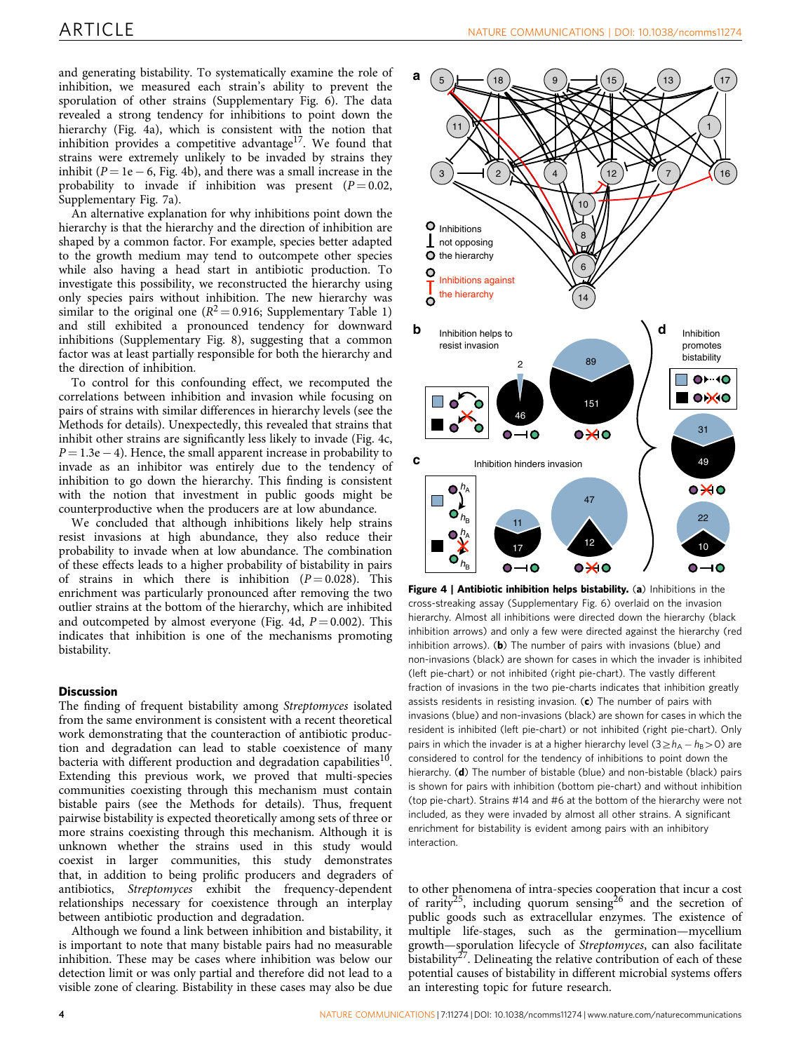and generating bistability. To systematically examine the role of inhibition, we measured each strain's ability to prevent the sporulation of other strains (Supplementary Fig. 6). The data revealed a strong tendency for inhibitions to point down the hierarchy (Fig. 4a), which is consistent with the notion that inhibition provides a competitive advantage[17]. We found that strains were extremely unlikely to be invaded by strains they inhibit ($P = 1e-6$, Fig. 4b), and there was a small increase in the probability to invade if inhibition was present ($P = 0.02$, Supplementary Fig. 7a).

An alternative explanation for why inhibitions point down the hierarchy is that the hierarchy and the direction of inhibition are shaped by a common factor. For example, species better adapted to the growth medium may tend to outcompete other species while also having a head start in antibiotic production. To investigate this possibility, we reconstructed the hierarchy using only species pairs without inhibition. The new hierarchy was similar to the original one ($R^2 = 0.916$; Supplementary Table 1) and still exhibited a pronounced tendency for downward inhibitions (Supplementary Fig. 8), suggesting that a common factor was at least partially responsible for both the hierarchy and the direction of inhibition.

To control for this confounding effect, we recomputed the correlations between inhibition and invasion while focusing on pairs of strains with similar differences in hierarchy levels (see the Methods for details). Unexpectedly, this revealed that strains that inhibit other strains are significantly less likely to invade (Fig. 4c, $P = 1.3e-4$). Hence, the small apparent increase in probability to invade as an inhibitor was entirely due to the tendency of inhibition to go down the hierarchy. This finding is consistent with the notion that investment in public goods might be counterproductive when the producers are at low abundance.

We concluded that although inhibitions likely help strains resist invasions at high abundance, they also reduce their probability to invade when at low abundance. The combination of these effects leads to a higher probability of bistability in pairs of strains in which there is inhibition ($P = 0.028$). This enrichment was particularly pronounced after removing the two outlier strains at the bottom of the hierarchy, which are inhibited and outcompeted by almost everyone (Fig. 4d, $P = 0.002$). This indicates that inhibition is one of the mechanisms promoting bistability.

**Figure 4 | Antibiotic inhibition helps bistability.** (**a**) Inhibitions in the cross-streaking assay (Supplementary Fig. 6) overlaid on the invasion hierarchy. Almost all inhibitions were directed down the hierarchy (black inhibition arrows) and only a few were directed against the hierarchy (red inhibition arrows). (**b**) The number of pairs with invasions (blue) and non-invasions (black) are shown for cases in which the invader is inhibited (left pie-chart) or not inhibited (right pie-chart). The vastly different fraction of invasions in the two pie-charts indicates that inhibition greatly assists residents in resisting invasion. (**c**) The number of pairs with invasions (blue) and non-invasions (black) are shown for cases in which the resident is inhibited (left pie-chart) or not inhibited (right pie-chart). Only pairs in which the invader is at a higher hierarchy level ($3 \geq h_A - h_B > 0$) are considered to control for the tendency of inhibitions to point down the hierarchy. (**d**) The number of bistable (blue) and non-bistable (black) pairs is shown for pairs with inhibition (bottom pie-chart) and without inhibition (top pie-chart). Strains #14 and #6 at the bottom of the hierarchy were not included, as they were invaded by almost all other strains. A significant enrichment for bistability is evident among pairs with an inhibitory interaction.

## Discussion

The finding of frequent bistability among *Streptomyces* isolated from the same environment is consistent with a recent theoretical work demonstrating that the counteraction of antibiotic production and degradation can lead to stable coexistence of many bacteria with different production and degradation capabilities[10]. Extending this previous work, we proved that multi-species communities coexisting through this mechanism must contain bistable pairs (see the Methods for details). Thus, frequent pairwise bistability is expected theoretically among sets of three or more strains coexisting through this mechanism. Although it is unknown whether the strains used in this study would coexist in larger communities, this study demonstrates that, in addition to being prolific producers and degraders of antibiotics, *Streptomyces* exhibit the frequency-dependent relationships necessary for coexistence through an interplay between antibiotic production and degradation.

Although we found a link between inhibition and bistability, it is important to note that many bistable pairs had no measurable inhibition. These may be cases where inhibition was below our detection limit or was only partial and therefore did not lead to a visible zone of clearing. Bistability in these cases may also be due to other phenomena of intra-species cooperation that incur a cost of rarity[25], including quorum sensing[26] and the secretion of public goods such as extracellular enzymes. The existence of multiple life-stages, such as the germination—mycelium growth—sporulation lifecycle of *Streptomyces*, can also facilitate bistability[27]. Delineating the relative contribution of each of these potential causes of bistability in different microbial systems offers an interesting topic for future research.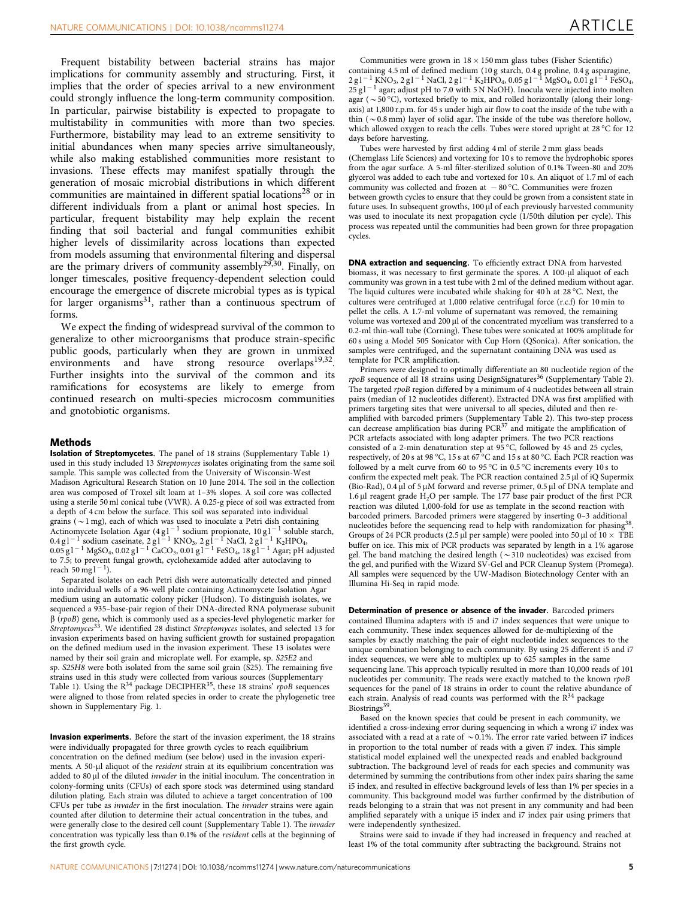Frequent bistability between bacterial strains has major implications for community assembly and structuring. First, it implies that the order of species arrival to a new environment could strongly influence the long-term community composition. In particular, pairwise bistability is expected to propagate to multistability in communities with more than two species. Furthermore, bistability may lead to an extreme sensitivity to initial abundances when many species arrive simultaneously, while also making established communities more resistant to invasions. These effects may manifest spatially through the generation of mosaic microbial distributions in which different communities are maintained in different spatial locations[28] or in different individuals from a plant or animal host species. In particular, frequent bistability may help explain the recent finding that soil bacterial and fungal communities exhibit higher levels of dissimilarity across locations than expected from models assuming that environmental filtering and dispersal are the primary drivers of community assembly[29,30]. Finally, on longer timescales, positive frequency-dependent selection could encourage the emergence of discrete microbial types as is typical for larger organisms[31], rather than a continuous spectrum of forms.

We expect the finding of widespread survival of the common to generalize to other microorganisms that produce strain-specific public goods, particularly when they are grown in unmixed environments and have strong resource overlaps[19,32]. Further insights into the survival of the common and its ramifications for ecosystems are likely to emerge from continued research on multi-species microcosm communities and gnotobiotic organisms.

## Methods

**Isolation of Streptomycetes.** The panel of 18 strains (Supplementary Table 1) used in this study included 13 *Streptomyces* isolates originating from the same soil sample. This sample was collected from the University of Wisconsin-West Madison Agricultural Research Station on 10 June 2014. The soil in the collection area was composed of Troxel silt loam at 1–3% slopes. A soil core was collected using a sterile 50 ml conical tube (VWR). A 0.25-g piece of soil was extracted from a depth of 4 cm below the surface. This soil was separated into individual grains (~1 mg), each of which was used to inoculate a Petri dish containing Actinomycete Isolation Agar (4 g l$^{-1}$ sodium propionate, 10 g l$^{-1}$ soluble starch, 0.4 g l$^{-1}$ sodium caseinate, 2 g l$^{-1}$ $KNO_3$, 2 g l$^{-1}$ NaCl, 2 g l$^{-1}$ $K_2HPO_4$, 0.05 g l$^{-1}$ $MgSO_4$, 0.02 g l$^{-1}$ $CaCO_3$, 0.01 g l$^{-1}$ $FeSO_4$, 18 g l$^{-1}$ Agar; pH adjusted to 7.5; to prevent fungal growth, cycloheximide added after autoclaving to reach 50 mg l$^{-1}$).

Separated isolates on each Petri dish were automatically detected and pinned into individual wells of a 96-well plate containing Actinomycete Isolation Agar medium using an automatic colony picker (Hudson). To distinguish isolates, we sequenced a 935–base-pair region of their DNA-directed RNA polymerase subunit β (*rpoB*) gene, which is commonly used as a species-level phylogenetic marker for *Streptomyces*[33]. We identified 28 distinct *Streptomyces* isolates, and selected 13 for invasion experiments based on having sufficient growth for sustained propagation on the defined medium used in the invasion experiment. These 13 isolates were named by their soil grain and microplate well. For example, sp. *S25E2* and sp. *S25H8* were both isolated from the same soil grain (S25). The remaining five strains used in this study were collected from various sources (Supplementary Table 1). Using the R[34] package DECIPHER[35], these 18 strains' *rpoB* sequences were aligned to those from related species in order to create the phylogenetic tree shown in Supplementary Fig. 1.

**Invasion experiments.** Before the start of the invasion experiment, the 18 strains were individually propagated for three growth cycles to reach equilibrium concentration on the defined medium (see below) used in the invasion experiments. A 50-μl aliquot of the *resident* strain at its equilibrium concentration was added to 80 μl of the diluted *invader* in the initial inoculum. The concentration in colony-forming units (CFUs) of each spore stock was determined using standard dilution plating. Each strain was diluted to achieve a target concentration of 100 CFUs per tube as *invader* in the first inoculation. The *invader* strains were again counted after dilution to determine their actual concentration in the tubes, and were generally close to the desired cell count (Supplementary Table 1). The *invader* concentration was typically less than 0.1% of the *resident* cells at the beginning of the first growth cycle.

Communities were grown in 18 × 150 mm glass tubes (Fisher Scientific) containing 4.5 ml of defined medium (10 g starch, 0.4 g proline, 0.4 g asparagine, 2 g l$^{-1}$ $KNO_3$, 2 g l$^{-1}$ NaCl, 2 g l$^{-1}$ $K_2HPO_4$, 0.05 g l$^{-1}$ $MgSO_4$, 0.01 g l$^{-1}$ $FeSO_4$, 25 g l$^{-1}$ agar; adjust pH to 7.0 with 5 N NaOH). Inocula were injected into molten agar (~50 °C), vortexed briefly to mix, and rolled horizontally (along their long-axis) at 1,800 r.p.m. for 45 s under high air flow to coat the inside of the tube with a thin (~0.8 mm) layer of solid agar. The inside of the tube was therefore hollow, which allowed oxygen to reach the cells. Tubes were stored upright at 28 °C for 12 days before harvesting.

Tubes were harvested by first adding 4 ml of sterile 2 mm glass beads (Chemglass Life Sciences) and vortexing for 10 s to remove the hydrophobic spores from the agar surface. A 5-ml filter-sterilized solution of 0.1% Tween-80 and 20% glycerol was added to each tube and vortexed for 10 s. An aliquot of 1.7 ml of each community was collected and frozen at −80 °C. Communities were frozen between growth cycles to ensure that they could be grown from a consistent state in future uses. In subsequent growths, 100 μl of each previously harvested community was used to inoculate its next propagation cycle (1/50th dilution per cycle). This process was repeated until the communities had been grown for three propagation cycles.

**DNA extraction and sequencing.** To efficiently extract DNA from harvested biomass, it was necessary to first germinate the spores. A 100-μl aliquot of each community was grown in a test tube with 2 ml of the defined medium without agar. The liquid cultures were incubated while shaking for 40 h at 28 °C. Next, the cultures were centrifuged at 1,000 relative centrifugal force (r.c.f) for 10 min to pellet the cells. A 1.7-ml volume of supernatant was removed, the remaining volume was vortexed and 200 μl of the concentrated mycelium was transferred to a 0.2-ml thin-wall tube (Corning). These tubes were sonicated at 100% amplitude for 60 s using a Model 505 Sonicator with Cup Horn (QSonica). After sonication, the samples were centrifuged, and the supernatant containing DNA was used as template for PCR amplification.

Primers were designed to optimally differentiate an 80 nucleotide region of the *rpoB* sequence of all 18 strains using DesignSignatures[36] (Supplementary Table 2). The targeted *rpoB* region differed by a minimum of 4 nucleotides between all strain pairs (median of 12 nucleotides different). Extracted DNA was first amplified with primers targeting sites that were universal to all species, diluted and then re-amplified with barcoded primers (Supplementary Table 2). This two-step process can decrease amplification bias during PCR[37] and mitigate the amplification of PCR artefacts associated with long adapter primers. The two PCR reactions consisted of a 2-min denaturation step at 95 °C, followed by 45 and 25 cycles, respectively, of 20 s at 98 °C, 15 s at 67 °C and 15 s at 80 °C. Each PCR reaction was followed by a melt curve from 60 to 95 °C in 0.5 °C increments every 10 s to confirm the expected melt peak. The PCR reaction contained 2.5 μl of iQ Supermix (Bio-Rad), 0.4 μl of 5 μM forward and reverse primer, 0.5 μl of DNA template and 1.6 μl reagent grade $H_2O$ per sample. The 177 base pair product of the first PCR reaction was diluted 1,000-fold for use as template in the second reaction with barcoded primers. Barcoded primers were staggered by inserting 0–3 additional nucleotides before the sequencing read to help with randomization for phasing[38]. Groups of 24 PCR products (2.5 μl per sample) were pooled into 50 μl of 10 × TBE buffer on ice. This mix of PCR products was separated by length in a 1% agarose gel. The band matching the desired length (~310 nucleotides) was excised from the gel, and purified with the Wizard SV-Gel and PCR Cleanup System (Promega). All samples were sequenced by the UW-Madison Biotechnology Center with an Illumina Hi-Seq in rapid mode.

**Determination of presence or absence of the invader.** Barcoded primers contained Illumina adapters with i5 and i7 index sequences that were unique to each community. These index sequences allowed for de-multiplexing of the samples by exactly matching the pair of eight nucleotide index sequences to the unique combination belonging to each community. By using 25 different i5 and i7 index sequences, we were able to multiplex up to 625 samples in the same sequencing lane. This approach typically resulted in more than 10,000 reads of 101 nucleotides per community. The reads were exactly matched to the known *rpoB* sequences for the panel of 18 strains in order to count the relative abundance of each strain. Analysis of read counts was performed with the R[34] package Biostrings[39].

Based on the known species that could be present in each community, we identified a cross-indexing error during sequencing in which a wrong i7 index was associated with a read at a rate of ~0.1%. The error rate varied between i7 indices in proportion to the total number of reads with a given i7 index. This simple statistical model explained well the unexpected reads and enabled background subtraction. The background level of reads for each species and community was determined by summing the contributions from other index pairs sharing the same i5 index, and resulted in effective background levels of less than 1% per species in a community. This background model was further confirmed by the distribution of reads belonging to a strain that was not present in any community and had been amplified separately with a unique i5 index and i7 index pair using primers that were independently synthesized.

Strains were said to invade if they had increased in frequency and reached at least 1% of the total community after subtracting the background. Strains not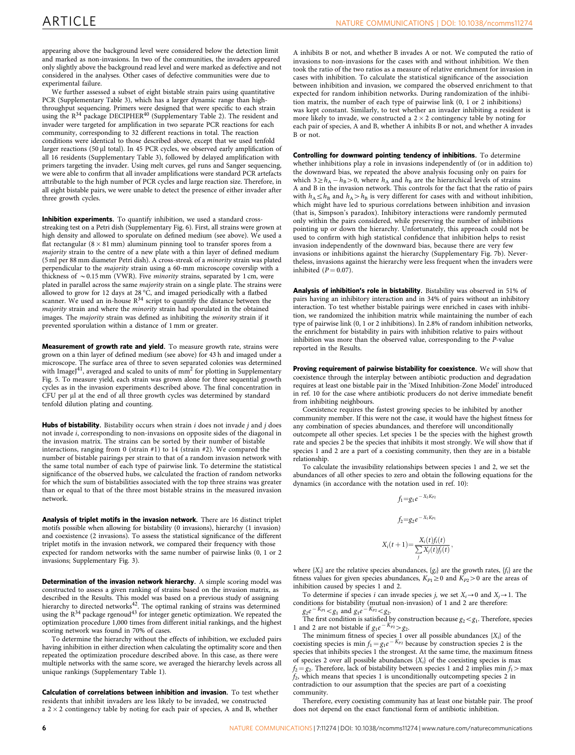appearing above the background level were considered below the detection limit and marked as non-invasions. In two of the communities, the invaders appeared only slightly above the background read level and were marked as defective and not considered in the analyses. Other cases of defective communities were due to experimental failure.

We further assessed a subset of eight bistable strain pairs using quantitative PCR (Supplementary Table 3), which has a larger dynamic range than high-throughput sequencing. Primers were designed that were specific to each strain using the R[34] package DECIPHER[40] (Supplementary Table 2). The resident and invader were targeted for amplification in two separate PCR reactions for each community, corresponding to 32 different reactions in total. The reaction conditions were identical to those described above, except that we used tenfold larger reactions (50 µl total). In 45 PCR cycles, we observed early amplification of all 16 residents (Supplementary Table 3), followed by delayed amplification with primers targeting the invader. Using melt curves, gel runs and Sanger sequencing, we were able to confirm that all invader amplifications were standard PCR artefacts attributable to the high number of PCR cycles and large reaction size. Therefore, in all eight bistable pairs, we were unable to detect the presence of either invader after three growth cycles.

**Inhibition experiments.** To quantify inhibition, we used a standard cross-streaking test on a Petri dish (Supplementary Fig. 6). First, all strains were grown at high density and allowed to sporulate on defined medium (see above). We used a flat rectangular (8 × 81 mm) aluminum pinning tool to transfer spores from a *majority* strain to the centre of a new plate with a thin layer of defined medium (5 ml per 88 mm diameter Petri dish). A cross-streak of a *minority* strain was plated perpendicular to the *majority* strain using a 60-mm microscope coverslip with a thickness of ~0.15 mm (VWR). Five *minority* strains, separated by 1 cm, were plated in parallel across the same *majority* strain on a single plate. The strains were allowed to grow for 12 days at 28 °C, and imaged periodically with a flatbed scanner. We used an in-house R[34] script to quantify the distance between the *majority* strain and where the *minority* strain had sporulated in the obtained images. The *majority* strain was defined as inhibiting the *minority* strain if it prevented sporulation within a distance of 1 mm or greater.

**Measurement of growth rate and yield.** To measure growth rate, strains were grown on a thin layer of defined medium (see above) for 43 h and imaged under a microscope. The surface area of three to seven separated colonies was determined with ImageJ[41], averaged and scaled to units of mm² for plotting in Supplementary Fig. 5. To measure yield, each strain was grown alone for three sequential growth cycles as in the invasion experiments described above. The final concentration in CFU per µl at the end of all three growth cycles was determined by standard tenfold dilution plating and counting.

**Hubs of bistability.** Bistability occurs when strain $i$ does not invade $j$ and $j$ does not invade $i$, corresponding to non-invasions on opposite sides of the diagonal in the invasion matrix. The strains can be sorted by their number of bistable interactions, ranging from 0 (strain #1) to 14 (strain #2). We compared the number of bistable pairings per strain to that of a random invasion network with the same total number of each type of pairwise link. To determine the statistical significance of the observed hubs, we calculated the fraction of random networks for which the sum of bistabilities associated with the top three strains was greater than or equal to that of the three most bistable strains in the measured invasion network.

**Analysis of triplet motifs in the invasion network.** There are 16 distinct triplet motifs possible when allowing for bistability (0 invasions), hierarchy (1 invasion) and coexistence (2 invasions). To assess the statistical significance of the different triplet motifs in the invasion network, we compared their frequency with those expected for random networks with the same number of pairwise links (0, 1 or 2 invasions; Supplementary Fig. 3).

**Determination of the invasion network hierarchy.** A simple scoring model was constructed to assess a given ranking of strains based on the invasion matrix, as described in the Results. This model was based on a previous study of assigning hierarchy to directed networks[42]. The optimal ranking of strains was determined using the R[34] package rgenoud[43] for integer genetic optimization. We repeated the optimization procedure 1,000 times from different initial rankings, and the highest scoring network was found in 70% of cases.

To determine the hierarchy without the effects of inhibition, we excluded pairs having inhibition in either direction when calculating the optimality score and then repeated the optimization procedure described above. In this case, as there were multiple networks with the same score, we averaged the hierarchy levels across all unique rankings (Supplementary Table 1).

**Calculation of correlations between inhibition and invasion.** To test whether residents that inhibit invaders are less likely to be invaded, we constructed a 2 × 2 contingency table by noting for each pair of species, A and B, whether A inhibits B or not, and whether B invades A or not. We computed the ratio of invasions to non-invasions for the cases with and without inhibition. We then took the ratio of the two ratios as a measure of relative enrichment for invasion in cases with inhibition. To calculate the statistical significance of the association between inhibition and invasion, we compared the observed enrichment to that expected for random inhibition networks. During randomization of the inhibition matrix, the number of each type of pairwise link (0, 1 or 2 inhibitions) was kept constant. Similarly, to test whether an invader inhibiting a resident is more likely to invade, we constructed a 2 × 2 contingency table by noting for each pair of species, A and B, whether A inhibits B or not, and whether A invades B or not.

**Controlling for downward pointing tendency of inhibitions.** To determine whether inhibitions play a role in invasions independently of (or in addition to) the downward bias, we repeated the above analysis focusing only on pairs for which $3 \geq h_A - h_B > 0$, where $h_A$ and $h_B$ are the hierarchical levels of strains A and B in the invasion network. This controls for the fact that the ratio of pairs with $h_A \leq h_B$ and $h_A > h_B$ is very different for cases with and without inhibition, which might have led to spurious correlations between inhibition and invasion (that is, Simpson's paradox). Inhibitory interactions were randomly permuted only within the pairs considered, while preserving the number of inhibitions pointing up or down the hierarchy. Unfortunately, this approach could not be used to confirm with high statistical confidence that inhibition helps to resist invasion independently of the downward bias, because there are very few invasions or inhibitions against the hierarchy (Supplementary Fig. 7b). Nevertheless, invasions against the hierarchy were less frequent when the invaders were inhibited ($P = 0.07$).

**Analysis of inhibition's role in bistability.** Bistability was observed in 51% of pairs having an inhibitory interaction and in 34% of pairs without an inhibitory interaction. To test whether bistable pairings were enriched in cases with inhibition, we randomized the inhibition matrix while maintaining the number of each type of pairwise link (0, 1 or 2 inhibitions). In 2.8% of random inhibition networks, the enrichment for bistability in pairs with inhibition relative to pairs without inhibition was more than the observed value, corresponding to the $P$-value reported in the Results.

**Proving requirement of pairwise bistability for coexistence.** We will show that coexistence through the interplay between antibiotic production and degradation requires at least one bistable pair in the 'Mixed Inhibition-Zone Model' introduced in ref. 10 for the case where antibiotic producers do not derive immediate benefit from inhibiting neighbours.

Coexistence requires the fastest growing species to be inhibited by another community member. If this were not the case, it would have the highest fitness for any combination of species abundances, and therefore will unconditionally outcompete all other species. Let species 1 be the species with the highest growth rate and species 2 be the species that inhibits it most strongly. We will show that if species 1 and 2 are a part of a coexisting community, then they are in a bistable relationship.

To calculate the invasibility relationships between species 1 and 2, we set the abundances of all other species to zero and obtain the following equations for the dynamics (in accordance with the notation used in ref. 10):

$$f_1 = g_1 e^{-X_2 K_{P2}}$$

$$f_2 = g_2 e^{-X_1 K_{P1}}$$

$$X_i(t+1) = \frac{X_i(t) f_i(t)}{\sum_j X_j(t) f_j(t)},$$

where $\{X_i\}$ are the relative species abundances, $\{g_i\}$ are the growth rates, $\{f_i\}$ are the fitness values for given species abundances, $K_{P1} \geq 0$ and $K_{P2} > 0$ are the areas of inhibition caused by species 1 and 2.

To determine if species $i$ can invade species $j$, we set $X_i \to 0$ and $X_j \to 1$. The conditions for bistability (mutual non-invasion) of 1 and 2 are therefore: $g_2 e^{-K_{P1}} < g_1$ and $g_1 e^{-K_{P2}} < g_2$.

The first condition is satisfied by construction because $g_2 < g_1$. Therefore, species 1 and 2 are not bistable if $g_1 e^{-K_{P2}} > g_2$.

The minimum fitness of species 1 over all possible abundances $\{X_i\}$ of the coexisting species is $\min f_1 = g_1 e^{-K_{P2}}$ because by construction species 2 is the species that inhibits species 1 the strongest. At the same time, the maximum fitness of species 2 over all possible abundances $\{X_i\}$ of the coexisting species is $\max f_2 = g_2$. Therefore, lack of bistability between species 1 and 2 implies $\min f_1 > \max f_2$, which means that species 1 is unconditionally outcompeting species 2 in contradiction to our assumption that the species are part of a coexisting community.

Therefore, every coexisting community has at least one bistable pair. The proof does not depend on the exact functional form of antibiotic inhibition.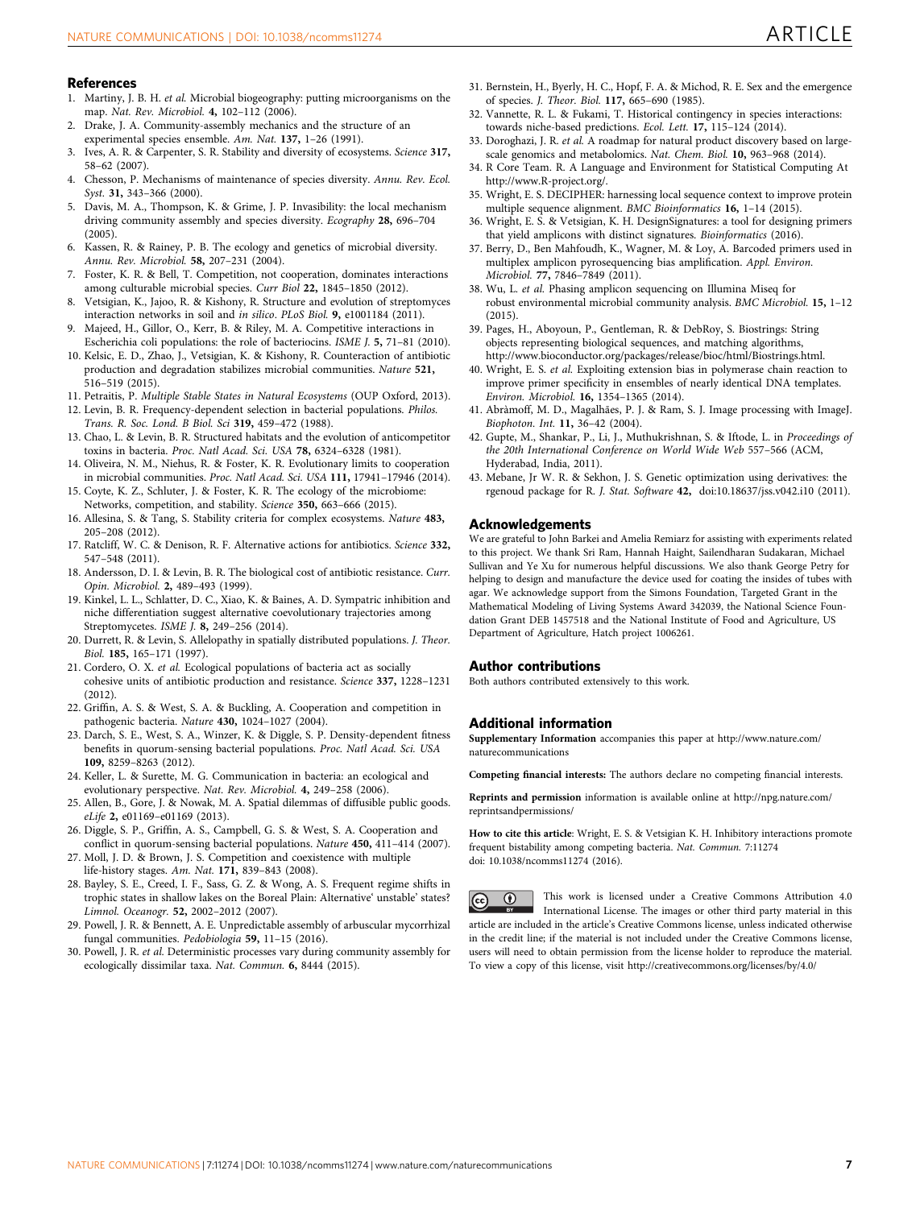## References

1. Martiny, J. B. H. *et al.* Microbial biogeography: putting microorganisms on the map. *Nat. Rev. Microbiol.* **4,** 102–112 (2006).
2. Drake, J. A. Community-assembly mechanics and the structure of an experimental species ensemble. *Am. Nat.* **137,** 1–26 (1991).
3. Ives, A. R. & Carpenter, S. R. Stability and diversity of ecosystems. *Science* **317,** 58–62 (2007).
4. Chesson, P. Mechanisms of maintenance of species diversity. *Annu. Rev. Ecol. Syst.* **31,** 343–366 (2000).
5. Davis, M. A., Thompson, K. & Grime, J. P. Invasibility: the local mechanism driving community assembly and species diversity. *Ecography* **28,** 696–704 (2005).
6. Kassen, R. & Rainey, P. B. The ecology and genetics of microbial diversity. *Annu. Rev. Microbiol.* **58,** 207–231 (2004).
7. Foster, K. R. & Bell, T. Competition, not cooperation, dominates interactions among culturable microbial species. *Curr Biol* **22,** 1845–1850 (2012).
8. Vetsigian, K., Jajoo, R. & Kishony, R. Structure and evolution of streptomyces interaction networks in soil and *in silico*. *PLoS Biol.* **9,** e1001184 (2011).
9. Majeed, H., Gillor, O., Kerr, B. & Riley, M. A. Competitive interactions in Escherichia coli populations: the role of bacteriocins. *ISME J.* **5,** 71–81 (2010).
10. Kelsic, E. D., Zhao, J., Vetsigian, K. & Kishony, R. Counteraction of antibiotic production and degradation stabilizes microbial communities. *Nature* **521,** 516–519 (2015).
11. Petraitis, P. *Multiple Stable States in Natural Ecosystems* (OUP Oxford, 2013).
12. Levin, B. R. Frequency-dependent selection in bacterial populations. *Philos. Trans. R. Soc. Lond. B Biol. Sci* **319,** 459–472 (1988).
13. Chao, L. & Levin, B. R. Structured habitats and the evolution of anticompetitor toxins in bacteria. *Proc. Natl Acad. Sci. USA* **78,** 6324–6328 (1981).
14. Oliveira, N. M., Niehus, R. & Foster, K. R. Evolutionary limits to cooperation in microbial communities. *Proc. Natl Acad. Sci. USA* **111,** 17941–17946 (2014).
15. Coyte, K. Z., Schluter, J. & Foster, K. R. The ecology of the microbiome: Networks, competition, and stability. *Science* **350,** 663–666 (2015).
16. Allesina, S. & Tang, S. Stability criteria for complex ecosystems. *Nature* **483,** 205–208 (2012).
17. Ratcliff, W. C. & Denison, R. F. Alternative actions for antibiotics. *Science* **332,** 547–548 (2011).
18. Andersson, D. I. & Levin, B. R. The biological cost of antibiotic resistance. *Curr. Opin. Microbiol.* **2,** 489–493 (1999).
19. Kinkel, L. L., Schlatter, D. C., Xiao, K. & Baines, A. D. Sympatric inhibition and niche differentiation suggest alternative coevolutionary trajectories among Streptomycetes. *ISME J.* **8,** 249–256 (2014).
20. Durrett, R. & Levin, S. Allelopathy in spatially distributed populations. *J. Theor. Biol.* **185,** 165–171 (1997).
21. Cordero, O. X. *et al.* Ecological populations of bacteria act as socially cohesive units of antibiotic production and resistance. *Science* **337,** 1228–1231 (2012).
22. Griffin, A. S. & West, S. A. & Buckling, A. Cooperation and competition in pathogenic bacteria. *Nature* **430,** 1024–1027 (2004).
23. Darch, S. E., West, S. A., Winzer, K. & Diggle, S. P. Density-dependent fitness benefits in quorum-sensing bacterial populations. *Proc. Natl Acad. Sci. USA* **109,** 8259–8263 (2012).
24. Keller, L. & Surette, M. G. Communication in bacteria: an ecological and evolutionary perspective. *Nat. Rev. Microbiol.* **4,** 249–258 (2006).
25. Allen, B., Gore, J. & Nowak, M. A. Spatial dilemmas of diffusible public goods. *eLife* **2,** e01169–e01169 (2013).
26. Diggle, S. P., Griffin, A. S., Campbell, G. S. & West, S. A. Cooperation and conflict in quorum-sensing bacterial populations. *Nature* **450,** 411–414 (2007).
27. Moll, J. D. & Brown, J. S. Competition and coexistence with multiple life-history stages. *Am. Nat.* **171,** 839–843 (2008).
28. Bayley, S. E., Creed, I. F., Sass, G. Z. & Wong, A. S. Frequent regime shifts in trophic states in shallow lakes on the Boreal Plain: Alternative' unstable' states? *Limnol. Oceanogr.* **52,** 2002–2012 (2007).
29. Powell, J. R. & Bennett, A. E. Unpredictable assembly of arbuscular mycorrhizal fungal communities. *Pedobiologia* **59,** 11–15 (2016).
30. Powell, J. R. *et al.* Deterministic processes vary during community assembly for ecologically dissimilar taxa. *Nat. Commun.* **6,** 8444 (2015).
31. Bernstein, H., Byerly, H. C., Hopf, F. A. & Michod, R. E. Sex and the emergence of species. *J. Theor. Biol.* **117,** 665–690 (1985).
32. Vannette, R. L. & Fukami, T. Historical contingency in species interactions: towards niche-based predictions. *Ecol. Lett.* **17,** 115–124 (2014).
33. Doroghazi, J. R. *et al.* A roadmap for natural product discovery based on large-scale genomics and metabolomics. *Nat. Chem. Biol.* **10,** 963–968 (2014).
34. R Core Team. R. A Language and Environment for Statistical Computing At http://www.R-project.org/.
35. Wright, E. S. DECIPHER: harnessing local sequence context to improve protein multiple sequence alignment. *BMC Bioinformatics* **16,** 1–14 (2015).
36. Wright, E. S. & Vetsigian, K. H. DesignSignatures: a tool for designing primers that yield amplicons with distinct signatures. *Bioinformatics* (2016).
37. Berry, D., Ben Mahfoudh, K., Wagner, M. & Loy, A. Barcoded primers used in multiplex amplicon pyrosequencing bias amplification. *Appl. Environ. Microbiol.* **77,** 7846–7849 (2011).
38. Wu, L. *et al.* Phasing amplicon sequencing on Illumina Miseq for robust environmental microbial community analysis. *BMC Microbiol.* **15,** 1–12 (2015).
39. Pages, H., Aboyoun, P., Gentleman, R. & DebRoy, S. Biostrings: String objects representing biological sequences, and matching algorithms, http://www.bioconductor.org/packages/release/bioc/html/Biostrings.html.
40. Wright, E. S. *et al.* Exploiting extension bias in polymerase chain reaction to improve primer specificity in ensembles of nearly identical DNA templates. *Environ. Microbiol.* **16,** 1354–1365 (2014).
41. Abràmoff, M. D., Magalhães, P. J. & Ram, S. J. Image processing with ImageJ. *Biophoton. Int.* **11,** 36–42 (2004).
42. Gupte, M., Shankar, P., Li, J., Muthukrishnan, S. & Iftode, L. in *Proceedings of the 20th International Conference on World Wide Web* 557–566 (ACM, Hyderabad, India, 2011).
43. Mebane, Jr W. R. & Sekhon, J. S. Genetic optimization using derivatives: the rgenoud package for R. *J. Stat. Software* **42,** doi:10.18637/jss.v042.i10 (2011).

## Acknowledgements

We are grateful to John Barkei and Amelia Remiarz for assisting with experiments related to this project. We thank Sri Ram, Hannah Haight, Sailendharan Sudakaran, Michael Sullivan and Ye Xu for numerous helpful discussions. We also thank George Petry for helping to design and manufacture the device used for coating the insides of tubes with agar. We acknowledge support from the Simons Foundation, Targeted Grant in the Mathematical Modeling of Living Systems Award 342039, the National Science Foundation Grant DEB 1457518 and the National Institute of Food and Agriculture, US Department of Agriculture, Hatch project 1006261.

## Author contributions

Both authors contributed extensively to this work.

## Additional information

**Supplementary Information** accompanies this paper at http://www.nature.com/naturecommunications

**Competing financial interests:** The authors declare no competing financial interests.

**Reprints and permission** information is available online at http://npg.nature.com/reprintsandpermissions/

**How to cite this article**: Wright, E. S. & Vetsigian K. H. Inhibitory interactions promote frequent bistability among competing bacteria. *Nat. Commun.* 7:11274 doi: 10.1038/ncomms11274 (2016).

This work is licensed under a Creative Commons Attribution 4.0 International License. The images or other third party material in this article are included in the article's Creative Commons license, unless indicated otherwise in the credit line; if the material is not included under the Creative Commons license, users will need to obtain permission from the license holder to reproduce the material. To view a copy of this license, visit http://creativecommons.org/licenses/by/4.0/